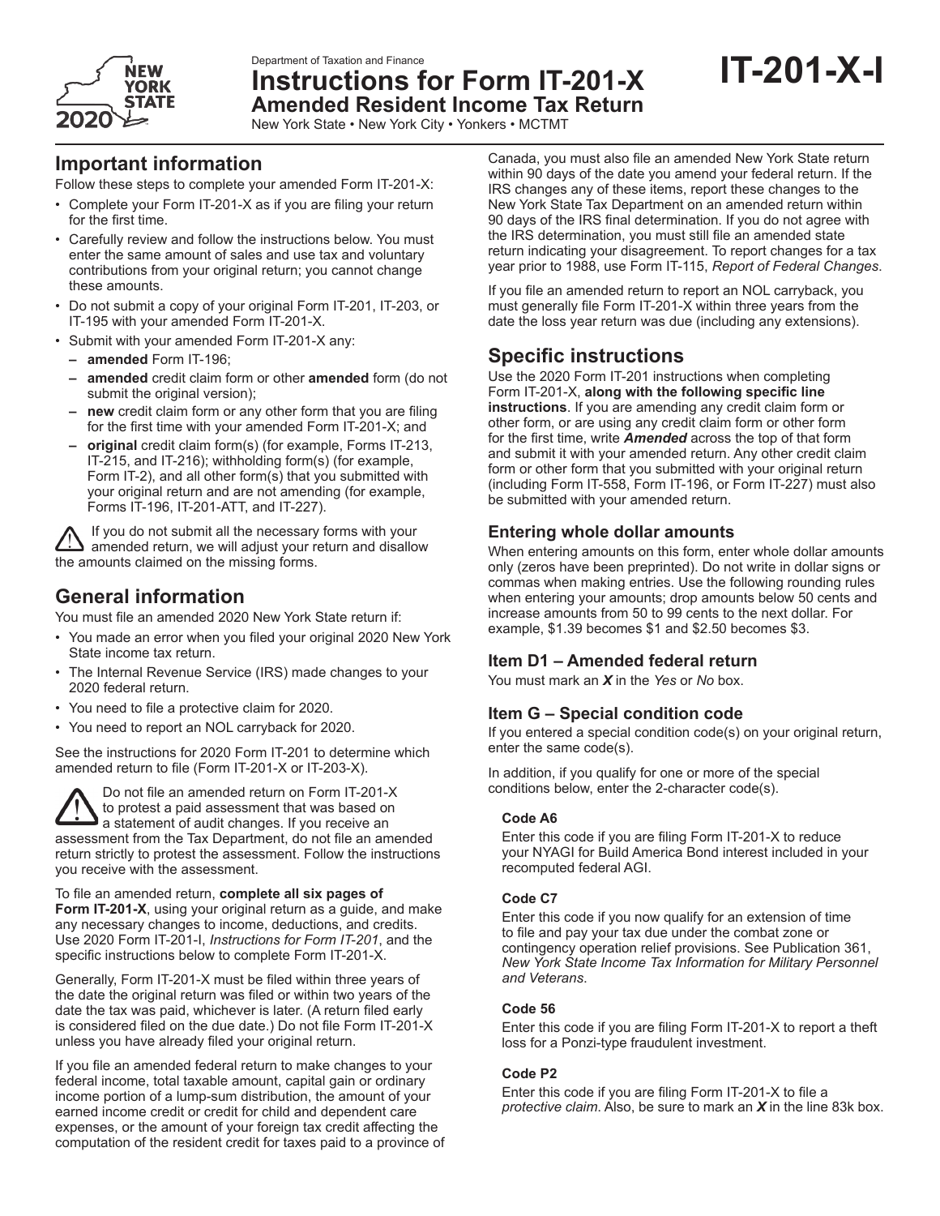Department of Taxation and Finance

# Instructions for Form IT-201-X
## Amended Resident Income Tax Return

New York State • New York City • Yonkers • MCTMT

**IT-201-X-I**

## Important information

Follow these steps to complete your amended Form IT-201-X:

- Complete your Form IT-201-X as if you are filing your return for the first time.
- Carefully review and follow the instructions below. You must enter the same amount of sales and use tax and voluntary contributions from your original return; you cannot change these amounts.
- Do not submit a copy of your original Form IT-201, IT-203, or IT-195 with your amended Form IT-201-X.
- Submit with your amended Form IT-201-X any:
  - **amended** Form IT-196;
  - **amended** credit claim form or other **amended** form (do not submit the original version);
  - **new** credit claim form or any other form that you are filing for the first time with your amended Form IT-201-X; and
  - **original** credit claim form(s) (for example, Forms IT-213, IT-215, and IT-216); withholding form(s) (for example, Form IT-2), and all other form(s) that you submitted with your original return and are not amending (for example, Forms IT-196, IT-201-ATT, and IT-227).

If you do not submit all the necessary forms with your amended return, we will adjust your return and disallow the amounts claimed on the missing forms.

## General information

You must file an amended 2020 New York State return if:

- You made an error when you filed your original 2020 New York State income tax return.
- The Internal Revenue Service (IRS) made changes to your 2020 federal return.
- You need to file a protective claim for 2020.
- You need to report an NOL carryback for 2020.

See the instructions for 2020 Form IT-201 to determine which amended return to file (Form IT-201-X or IT-203-X).

Do not file an amended return on Form IT-201-X to protest a paid assessment that was based on a statement of audit changes. If you receive an assessment from the Tax Department, do not file an amended return strictly to protest the assessment. Follow the instructions you receive with the assessment.

To file an amended return, **complete all six pages of Form IT-201-X**, using your original return as a guide, and make any necessary changes to income, deductions, and credits. Use 2020 Form IT-201-I, *Instructions for Form IT-201*, and the specific instructions below to complete Form IT-201-X.

Generally, Form IT-201-X must be filed within three years of the date the original return was filed or within two years of the date the tax was paid, whichever is later. (A return filed early is considered filed on the due date.) Do not file Form IT-201-X unless you have already filed your original return.

If you file an amended federal return to make changes to your federal income, total taxable amount, capital gain or ordinary income portion of a lump-sum distribution, the amount of your earned income credit or credit for child and dependent care expenses, or the amount of your foreign tax credit affecting the computation of the resident credit for taxes paid to a province of Canada, you must also file an amended New York State return within 90 days of the date you amend your federal return. If the IRS changes any of these items, report these changes to the New York State Tax Department on an amended return within 90 days of the IRS final determination. If you do not agree with the IRS determination, you must still file an amended state return indicating your disagreement. To report changes for a tax year prior to 1988, use Form IT-115, *Report of Federal Changes*.

If you file an amended return to report an NOL carryback, you must generally file Form IT-201-X within three years from the date the loss year return was due (including any extensions).

## Specific instructions

Use the 2020 Form IT-201 instructions when completing Form IT-201-X, **along with the following specific line instructions**. If you are amending any credit claim form or other form, or are using any credit claim form or other form for the first time, write ***Amended*** across the top of that form and submit it with your amended return. Any other credit claim form or other form that you submitted with your original return (including Form IT-558, Form IT-196, or Form IT-227) must also be submitted with your amended return.

### Entering whole dollar amounts

When entering amounts on this form, enter whole dollar amounts only (zeros have been preprinted). Do not write in dollar signs or commas when making entries. Use the following rounding rules when entering your amounts; drop amounts below 50 cents and increase amounts from 50 to 99 cents to the next dollar. For example, $1.39 becomes $1 and $2.50 becomes $3.

### Item D1 – Amended federal return

You must mark an ***X*** in the *Yes* or *No* box.

### Item G – Special condition code

If you entered a special condition code(s) on your original return, enter the same code(s).

In addition, if you qualify for one or more of the special conditions below, enter the 2-character code(s).

#### Code A6

Enter this code if you are filing Form IT-201-X to reduce your NYAGI for Build America Bond interest included in your recomputed federal AGI.

#### Code C7

Enter this code if you now qualify for an extension of time to file and pay your tax due under the combat zone or contingency operation relief provisions. See Publication 361, *New York State Income Tax Information for Military Personnel and Veterans*.

#### Code 56

Enter this code if you are filing Form IT-201-X to report a theft loss for a Ponzi-type fraudulent investment.

#### Code P2

Enter this code if you are filing Form IT-201-X to file a *protective claim*. Also, be sure to mark an ***X*** in the line 83k box.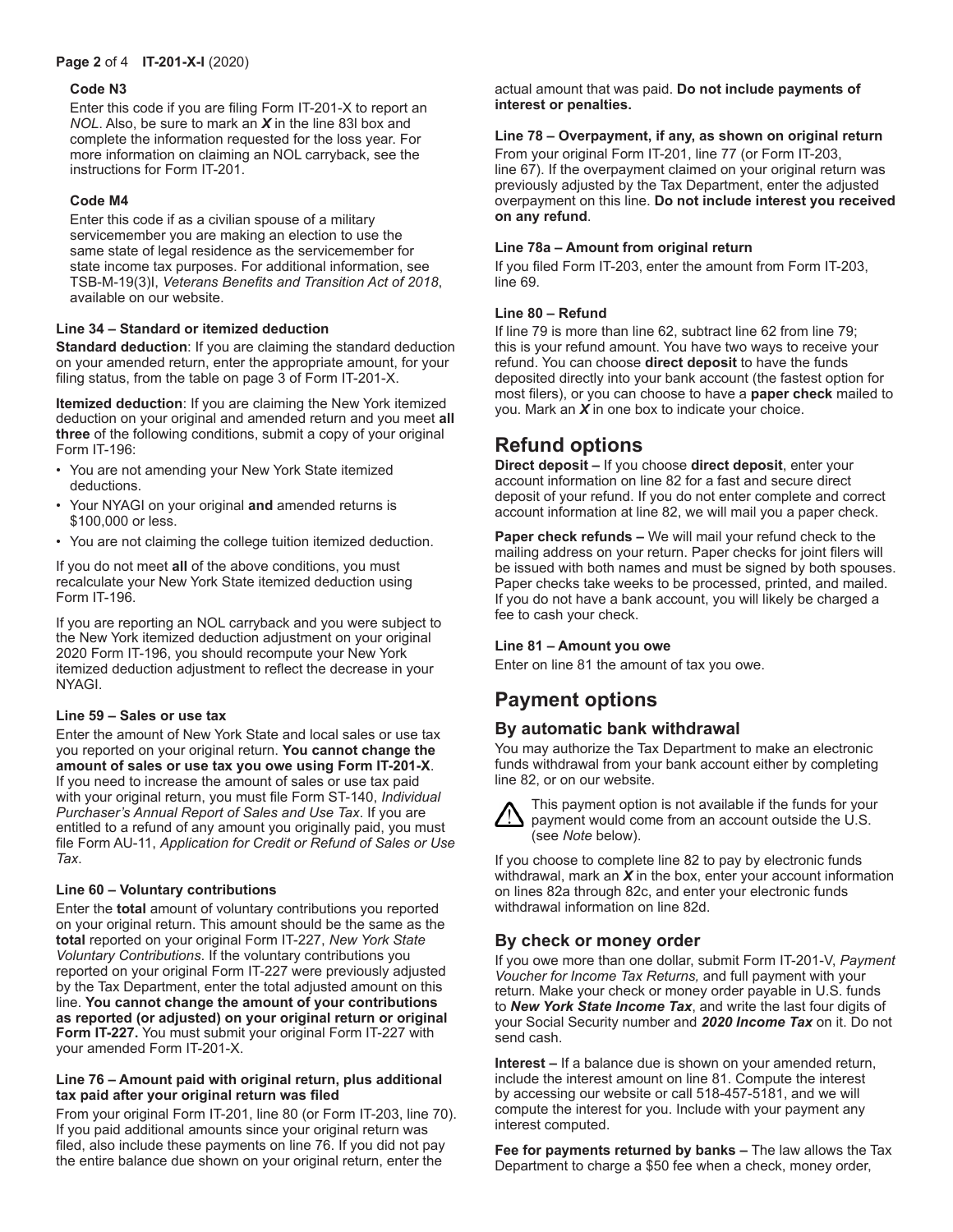#### Code N3

Enter this code if you are filing Form IT-201-X to report an *NOL*. Also, be sure to mark an ***X*** in the line 83l box and complete the information requested for the loss year. For more information on claiming an NOL carryback, see the instructions for Form IT-201.

#### Code M4

Enter this code if as a civilian spouse of a military servicemember you are making an election to use the same state of legal residence as the servicemember for state income tax purposes. For additional information, see TSB-M-19(3)I, *Veterans Benefits and Transition Act of 2018*, available on our website.

#### Line 34 – Standard or itemized deduction

**Standard deduction**: If you are claiming the standard deduction on your amended return, enter the appropriate amount, for your filing status, from the table on page 3 of Form IT-201-X.

**Itemized deduction**: If you are claiming the New York itemized deduction on your original and amended return and you meet **all three** of the following conditions, submit a copy of your original Form IT-196:

- You are not amending your New York State itemized deductions.
- Your NYAGI on your original **and** amended returns is $100,000 or less.
- You are not claiming the college tuition itemized deduction.

If you do not meet **all** of the above conditions, you must recalculate your New York State itemized deduction using Form IT-196.

If you are reporting an NOL carryback and you were subject to the New York itemized deduction adjustment on your original 2020 Form IT-196, you should recompute your New York itemized deduction adjustment to reflect the decrease in your NYAGI.

#### Line 59 – Sales or use tax

Enter the amount of New York State and local sales or use tax you reported on your original return. **You cannot change the amount of sales or use tax you owe using Form IT-201-X**. If you need to increase the amount of sales or use tax paid with your original return, you must file Form ST-140, *Individual Purchaser's Annual Report of Sales and Use Tax*. If you are entitled to a refund of any amount you originally paid, you must file Form AU-11, *Application for Credit or Refund of Sales or Use Tax*.

#### Line 60 – Voluntary contributions

Enter the **total** amount of voluntary contributions you reported on your original return. This amount should be the same as the **total** reported on your original Form IT-227, *New York State Voluntary Contributions*. If the voluntary contributions you reported on your original Form IT-227 were previously adjusted by the Tax Department, enter the total adjusted amount on this line. **You cannot change the amount of your contributions as reported (or adjusted) on your original return or original Form IT-227.** You must submit your original Form IT-227 with your amended Form IT-201-X.

#### Line 76 – Amount paid with original return, plus additional tax paid after your original return was filed

From your original Form IT-201, line 80 (or Form IT-203, line 70). If you paid additional amounts since your original return was filed, also include these payments on line 76. If you did not pay the entire balance due shown on your original return, enter the actual amount that was paid. **Do not include payments of interest or penalties.**

#### Line 78 – Overpayment, if any, as shown on original return

From your original Form IT-201, line 77 (or Form IT-203, line 67). If the overpayment claimed on your original return was previously adjusted by the Tax Department, enter the adjusted overpayment on this line. **Do not include interest you received on any refund**.

#### Line 78a – Amount from original return

If you filed Form IT-203, enter the amount from Form IT-203, line 69.

#### Line 80 – Refund

If line 79 is more than line 62, subtract line 62 from line 79; this is your refund amount. You have two ways to receive your refund. You can choose **direct deposit** to have the funds deposited directly into your bank account (the fastest option for most filers), or you can choose to have a **paper check** mailed to you. Mark an ***X*** in one box to indicate your choice.

## Refund options

**Direct deposit –** If you choose **direct deposit**, enter your account information on line 82 for a fast and secure direct deposit of your refund. If you do not enter complete and correct account information at line 82, we will mail you a paper check.

**Paper check refunds –** We will mail your refund check to the mailing address on your return. Paper checks for joint filers will be issued with both names and must be signed by both spouses. Paper checks take weeks to be processed, printed, and mailed. If you do not have a bank account, you will likely be charged a fee to cash your check.

#### Line 81 – Amount you owe

Enter on line 81 the amount of tax you owe.

## Payment options

### By automatic bank withdrawal

You may authorize the Tax Department to make an electronic funds withdrawal from your bank account either by completing line 82, or on our website.

⚠ This payment option is not available if the funds for your payment would come from an account outside the U.S. (see *Note* below).

If you choose to complete line 82 to pay by electronic funds withdrawal, mark an ***X*** in the box, enter your account information on lines 82a through 82c, and enter your electronic funds withdrawal information on line 82d.

### By check or money order

If you owe more than one dollar, submit Form IT-201-V, *Payment Voucher for Income Tax Returns,* and full payment with your return. Make your check or money order payable in U.S. funds to ***New York State Income Tax***, and write the last four digits of your Social Security number and ***2020 Income Tax*** on it. Do not send cash.

**Interest –** If a balance due is shown on your amended return, include the interest amount on line 81. Compute the interest by accessing our website or call 518-457-5181, and we will compute the interest for you. Include with your payment any interest computed.

**Fee for payments returned by banks –** The law allows the Tax Department to charge a $50 fee when a check, money order,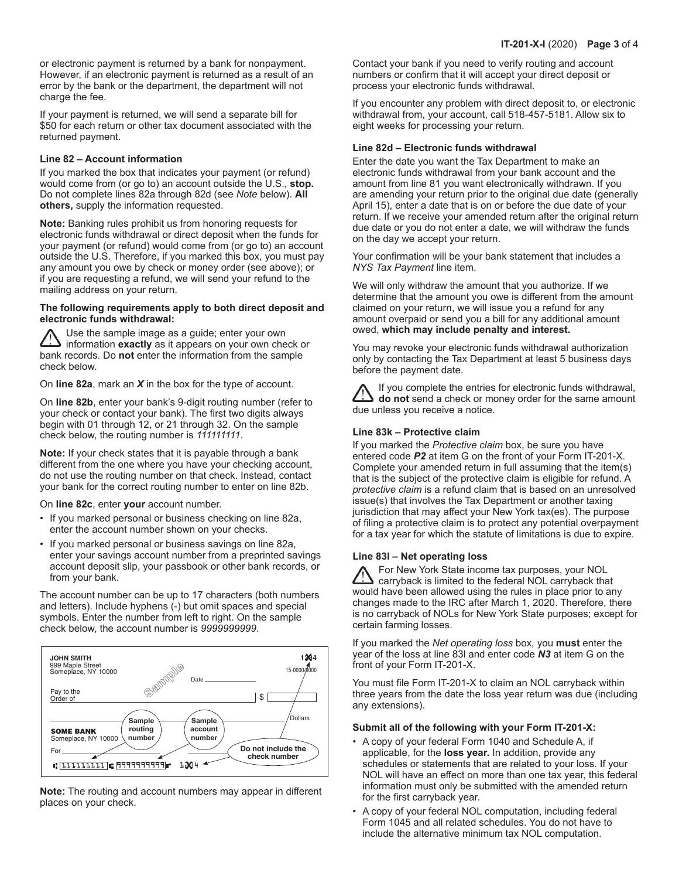or electronic payment is returned by a bank for nonpayment. However, if an electronic payment is returned as a result of an error by the bank or the department, the department will not charge the fee.

If your payment is returned, we will send a separate bill for $50 for each return or other tax document associated with the returned payment.

#### Line 82 – Account information

If you marked the box that indicates your payment (or refund) would come from (or go to) an account outside the U.S., **stop.** Do not complete lines 82a through 82d (see *Note* below). **All others,** supply the information requested.

**Note:** Banking rules prohibit us from honoring requests for electronic funds withdrawal or direct deposit when the funds for your payment (or refund) would come from (or go to) an account outside the U.S. Therefore, if you marked this box, you must pay any amount you owe by check or money order (see above); or if you are requesting a refund, we will send your refund to the mailing address on your return.

**The following requirements apply to both direct deposit and electronic funds withdrawal:**

⚠ Use the sample image as a guide; enter your own information **exactly** as it appears on your own check or bank records. Do **not** enter the information from the sample check below.

On **line 82a**, mark an ***X*** in the box for the type of account.

On **line 82b**, enter your bank's 9-digit routing number (refer to your check or contact your bank). The first two digits always begin with 01 through 12, or 21 through 32. On the sample check below, the routing number is *111111111*.

**Note:** If your check states that it is payable through a bank different from the one where you have your checking account, do not use the routing number on that check. Instead, contact your bank for the correct routing number to enter on line 82b.

On **line 82c**, enter **your** account number.

- If you marked personal or business checking on line 82a, enter the account number shown on your checks.
- If you marked personal or business savings on line 82a, enter your savings account number from a preprinted savings account deposit slip, your passbook or other bank records, or from your bank.

The account number can be up to 17 characters (both numbers and letters). Include hyphens (-) but omit spaces and special symbols. Enter the number from left to right. On the sample check below, the account number is *9999999999*.

JOHN SMITH
999 Maple Street
Someplace, NY 10000

Sample

1234
15-0000/0000

Date

Pay to the Order of

$

Dollars

SOME BANK
Someplace, NY 10000

For

Sample routing number

Sample account number

Do not include the check number

111111111 9999999999 1234

**Note:** The routing and account numbers may appear in different places on your check.

Contact your bank if you need to verify routing and account numbers or confirm that it will accept your direct deposit or process your electronic funds withdrawal.

If you encounter any problem with direct deposit to, or electronic withdrawal from, your account, call 518-457-5181. Allow six to eight weeks for processing your return.

#### Line 82d – Electronic funds withdrawal

Enter the date you want the Tax Department to make an electronic funds withdrawal from your bank account and the amount from line 81 you want electronically withdrawn. If you are amending your return prior to the original due date (generally April 15), enter a date that is on or before the due date of your return. If we receive your amended return after the original return due date or you do not enter a date, we will withdraw the funds on the day we accept your return.

Your confirmation will be your bank statement that includes a *NYS Tax Payment* line item.

We will only withdraw the amount that you authorize. If we determine that the amount you owe is different from the amount claimed on your return, we will issue you a refund for any amount overpaid or send you a bill for any additional amount owed, **which may include penalty and interest.**

You may revoke your electronic funds withdrawal authorization only by contacting the Tax Department at least 5 business days before the payment date.

⚠ If you complete the entries for electronic funds withdrawal, **do not** send a check or money order for the same amount due unless you receive a notice.

#### Line 83k – Protective claim

If you marked the *Protective claim* box, be sure you have entered code ***P2*** at item G on the front of your Form IT-201-X. Complete your amended return in full assuming that the item(s) that is the subject of the protective claim is eligible for refund. A *protective claim* is a refund claim that is based on an unresolved issue(s) that involves the Tax Department or another taxing jurisdiction that may affect your New York tax(es). The purpose of filing a protective claim is to protect any potential overpayment for a tax year for which the statute of limitations is due to expire.

#### Line 83l – Net operating loss

⚠ For New York State income tax purposes, your NOL carryback is limited to the federal NOL carryback that would have been allowed using the rules in place prior to any changes made to the IRC after March 1, 2020. Therefore, there is no carryback of NOLs for New York State purposes; except for certain farming losses.

If you marked the *Net operating loss* box, you **must** enter the year of the loss at line 83l and enter code ***N3*** at item G on the front of your Form IT-201-X.

You must file Form IT-201-X to claim an NOL carryback within three years from the date the loss year return was due (including any extensions).

**Submit all of the following with your Form IT-201-X:**

- A copy of your federal Form 1040 and Schedule A, if applicable, for the **loss year.** In addition, provide any schedules or statements that are related to your loss. If your NOL will have an effect on more than one tax year, this federal information must only be submitted with the amended return for the first carryback year.
- A copy of your federal NOL computation, including federal Form 1045 and all related schedules. You do not have to include the alternative minimum tax NOL computation.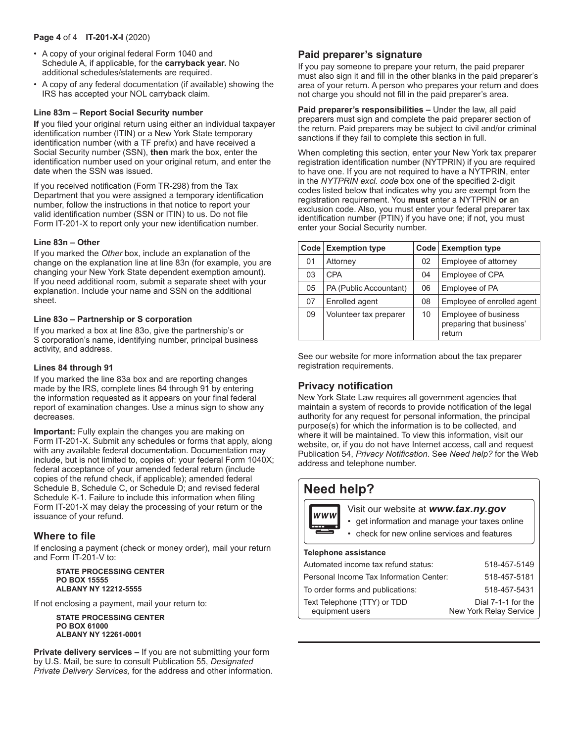- A copy of your original federal Form 1040 and Schedule A, if applicable, for the **carryback year.** No additional schedules/statements are required.
- A copy of any federal documentation (if available) showing the IRS has accepted your NOL carryback claim.

**Line 83m – Report Social Security number**

**If** you filed your original return using either an individual taxpayer identification number (ITIN) or a New York State temporary identification number (with a TF prefix) and have received a Social Security number (SSN), **then** mark the box, enter the identification number used on your original return, and enter the date when the SSN was issued.

If you received notification (Form TR-298) from the Tax Department that you were assigned a temporary identification number, follow the instructions in that notice to report your valid identification number (SSN or ITIN) to us. Do not file Form IT-201-X to report only your new identification number.

**Line 83n – Other**

If you marked the *Other* box, include an explanation of the change on the explanation line at line 83n (for example, you are changing your New York State dependent exemption amount). If you need additional room, submit a separate sheet with your explanation. Include your name and SSN on the additional sheet.

**Line 83o – Partnership or S corporation**

If you marked a box at line 83o, give the partnership's or S corporation's name, identifying number, principal business activity, and address.

**Lines 84 through 91**

If you marked the line 83a box and are reporting changes made by the IRS, complete lines 84 through 91 by entering the information requested as it appears on your final federal report of examination changes. Use a minus sign to show any decreases.

**Important:** Fully explain the changes you are making on Form IT-201-X. Submit any schedules or forms that apply, along with any available federal documentation. Documentation may include, but is not limited to, copies of: your federal Form 1040X; federal acceptance of your amended federal return (include copies of the refund check, if applicable); amended federal Schedule B, Schedule C, or Schedule D; and revised federal Schedule K-1. Failure to include this information when filing Form IT-201-X may delay the processing of your return or the issuance of your refund.

## Where to file

If enclosing a payment (check or money order), mail your return and Form IT-201-V to:

**STATE PROCESSING CENTER**
**PO BOX 15555**
**ALBANY NY 12212-5555**

If not enclosing a payment, mail your return to:

**STATE PROCESSING CENTER**
**PO BOX 61000**
**ALBANY NY 12261-0001**

**Private delivery services –** If you are not submitting your form by U.S. Mail, be sure to consult Publication 55, *Designated Private Delivery Services,* for the address and other information.

## Paid preparer's signature

If you pay someone to prepare your return, the paid preparer must also sign it and fill in the other blanks in the paid preparer's area of your return. A person who prepares your return and does not charge you should not fill in the paid preparer's area.

**Paid preparer's responsibilities –** Under the law, all paid preparers must sign and complete the paid preparer section of the return. Paid preparers may be subject to civil and/or criminal sanctions if they fail to complete this section in full.

When completing this section, enter your New York tax preparer registration identification number (NYTPRIN) if you are required to have one. If you are not required to have a NYTPRIN, enter in the *NYTPRIN excl. code* box one of the specified 2-digit codes listed below that indicates why you are exempt from the registration requirement. You **must** enter a NYTPRIN **or** an exclusion code. Also, you must enter your federal preparer tax identification number (PTIN) if you have one; if not, you must enter your Social Security number.

| Code | Exemption type | Code | Exemption type |
|---|---|---|---|
| 01 | Attorney | 02 | Employee of attorney |
| 03 | CPA | 04 | Employee of CPA |
| 05 | PA (Public Accountant) | 06 | Employee of PA |
| 07 | Enrolled agent | 08 | Employee of enrolled agent |
| 09 | Volunteer tax preparer | 10 | Employee of business preparing that business' return |

See our website for more information about the tax preparer registration requirements.

## Privacy notification

New York State Law requires all government agencies that maintain a system of records to provide notification of the legal authority for any request for personal information, the principal purpose(s) for which the information is to be collected, and where it will be maintained. To view this information, visit our website, or, if you do not have Internet access, call and request Publication 54, *Privacy Notification*. See *Need help?* for the Web address and telephone number.

## Need help?

Visit our website at ***www.tax.ny.gov***
- get information and manage your taxes online
- check for new online services and features

**Telephone assistance**

| | |
|---|---|
| Automated income tax refund status: | 518-457-5149 |
| Personal Income Tax Information Center: | 518-457-5181 |
| To order forms and publications: | 518-457-5431 |
| Text Telephone (TTY) or TDD equipment users | Dial 7-1-1 for the New York Relay Service |